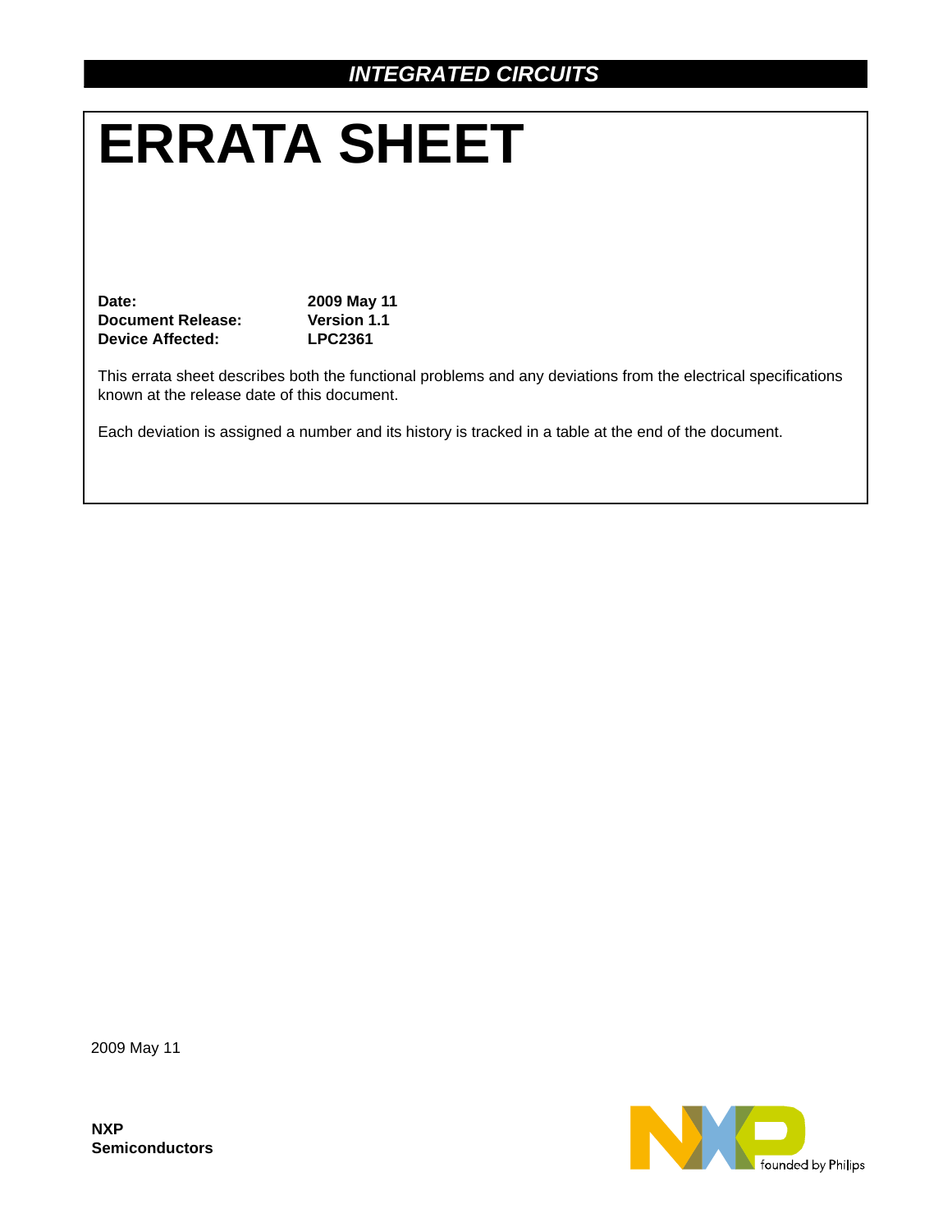*INTEGRATED CIRCUITS*

# ERRATA SHEET

**Date:** 2009 May 11
**Document Release:** Version 1.1
**Device Affected:** LPC2361

This errata sheet describes both the functional problems and any deviations from the electrical specifications known at the release date of this document.

Each deviation is assigned a number and its history is tracked in a table at the end of the document.

2009 May 11

**NXP Semiconductors**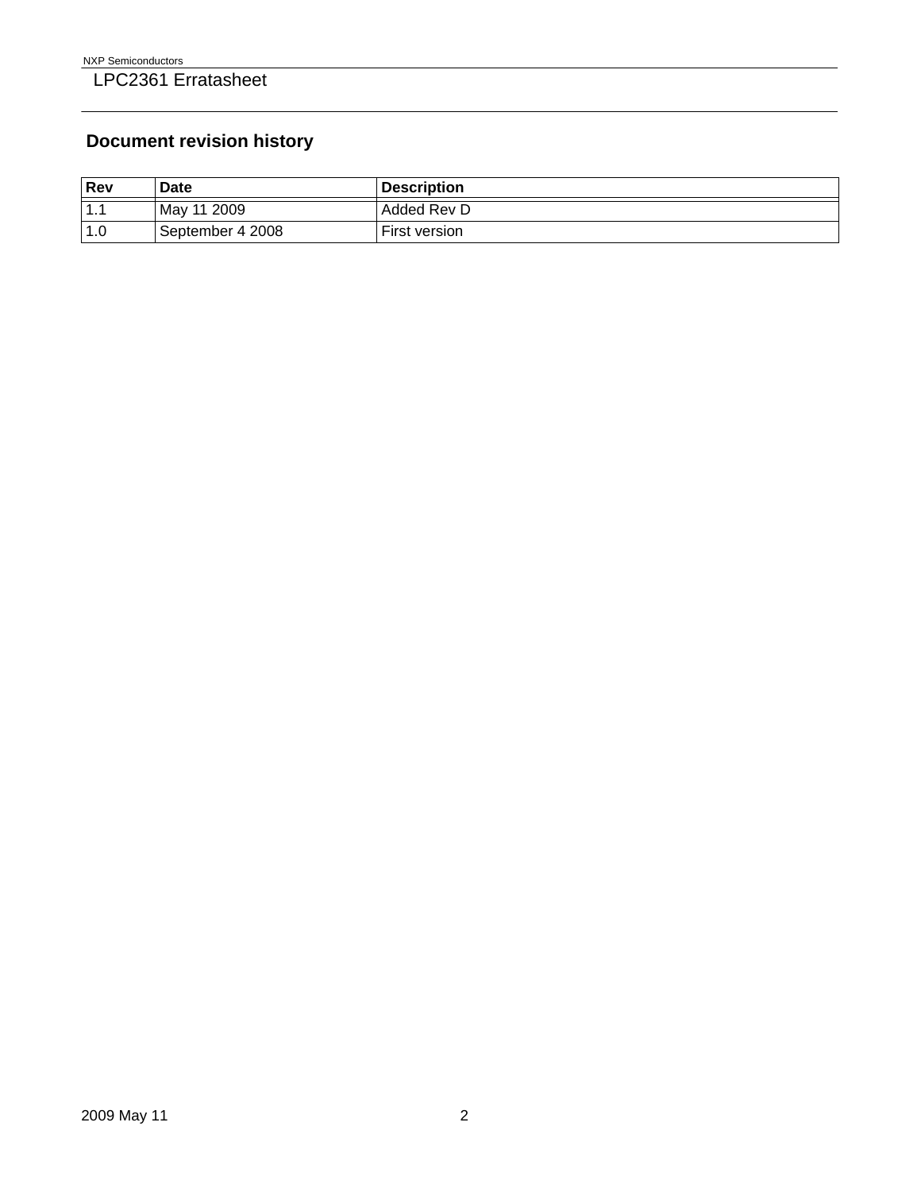## Document revision history

| Rev | Date | Description |
| --- | --- | --- |
| 1.1 | May 11 2009 | Added Rev D |
| 1.0 | September 4 2008 | First version |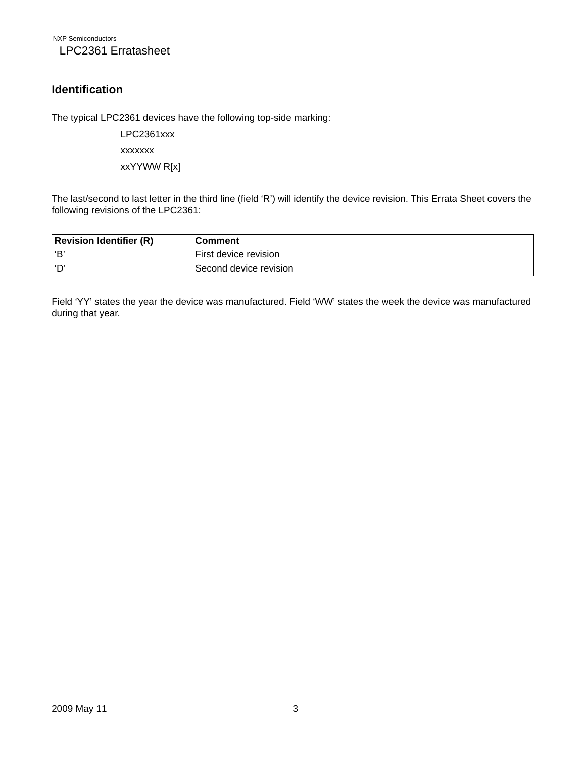## Identification

The typical LPC2361 devices have the following top-side marking:

LPC2361xxx

xxxxxxx

xxYYWW R[x]

The last/second to last letter in the third line (field ‘R’) will identify the device revision. This Errata Sheet covers the following revisions of the LPC2361:

| Revision Identifier (R) | Comment |
|---|---|
| ‘B’ | First device revision |
| ‘D’ | Second device revision |

Field ‘YY’ states the year the device was manufactured. Field ‘WW’ states the week the device was manufactured during that year.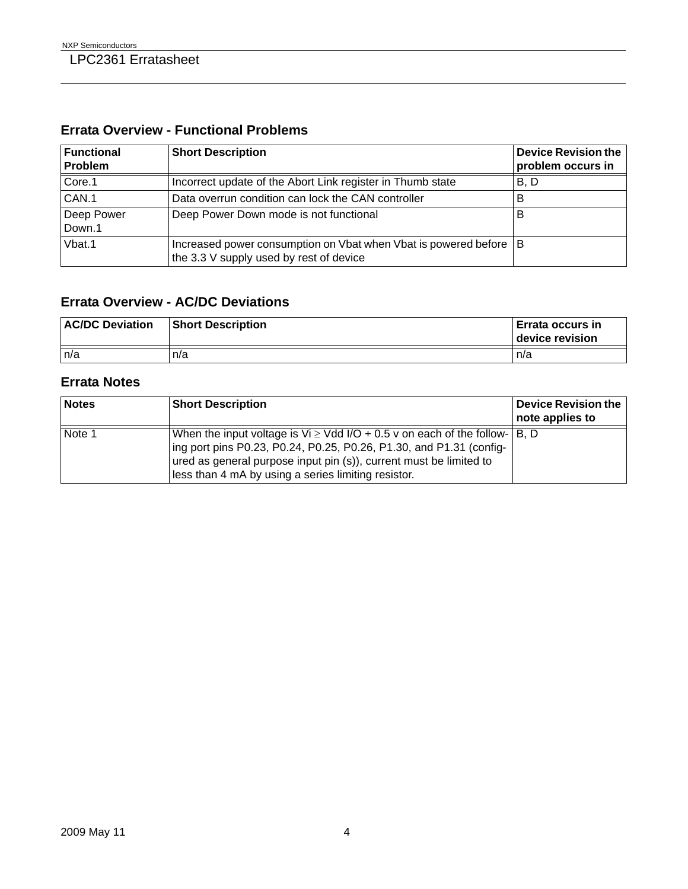## Errata Overview - Functional Problems

| Functional Problem | Short Description | Device Revision the problem occurs in |
| --- | --- | --- |
| Core.1 | Incorrect update of the Abort Link register in Thumb state | B, D |
| CAN.1 | Data overrun condition can lock the CAN controller | B |
| Deep Power Down.1 | Deep Power Down mode is not functional | B |
| Vbat.1 | Increased power consumption on Vbat when Vbat is powered before the 3.3 V supply used by rest of device | B |

## Errata Overview - AC/DC Deviations

| AC/DC Deviation | Short Description | Errata occurs in device revision |
| --- | --- | --- |
| n/a | n/a | n/a |

## Errata Notes

| Notes | Short Description | Device Revision the note applies to |
| --- | --- | --- |
| Note 1 | When the input voltage is Vi ≥ Vdd I/O + 0.5 v on each of the following port pins P0.23, P0.24, P0.25, P0.26, P1.30, and P1.31 (configured as general purpose input pin (s)), current must be limited to less than 4 mA by using a series limiting resistor. | B, D |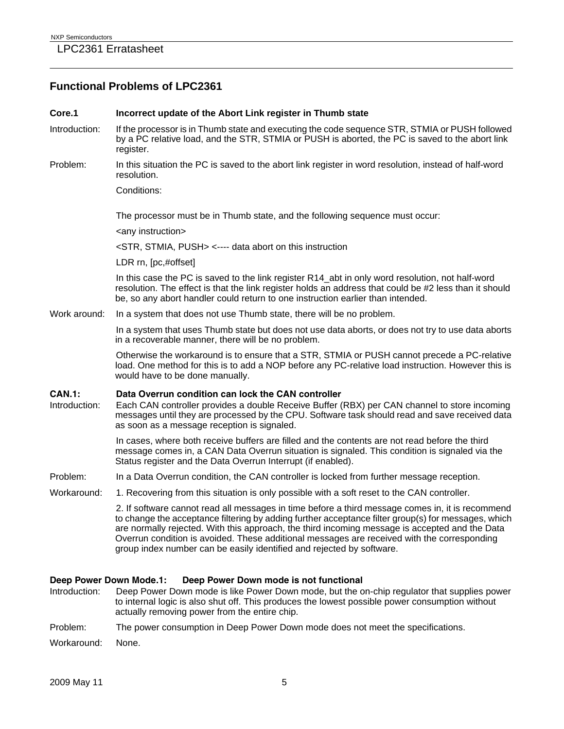## Functional Problems of LPC2361

### Core.1 Incorrect update of the Abort Link register in Thumb state

**Introduction:** If the processor is in Thumb state and executing the code sequence STR, STMIA or PUSH followed by a PC relative load, and the STR, STMIA or PUSH is aborted, the PC is saved to the abort link register.

**Problem:** In this situation the PC is saved to the abort link register in word resolution, instead of half-word resolution.

Conditions:

The processor must be in Thumb state, and the following sequence must occur:

<any instruction>

<STR, STMIA, PUSH> <---- data abort on this instruction

LDR rn, [pc,#offset]

In this case the PC is saved to the link register R14_abt in only word resolution, not half-word resolution. The effect is that the link register holds an address that could be #2 less than it should be, so any abort handler could return to one instruction earlier than intended.

**Work around:** In a system that does not use Thumb state, there will be no problem.

In a system that uses Thumb state but does not use data aborts, or does not try to use data aborts in a recoverable manner, there will be no problem.

Otherwise the workaround is to ensure that a STR, STMIA or PUSH cannot precede a PC-relative load. One method for this is to add a NOP before any PC-relative load instruction. However this is would have to be done manually.

### CAN.1: Data Overrun condition can lock the CAN controller

**Introduction:** Each CAN controller provides a double Receive Buffer (RBX) per CAN channel to store incoming messages until they are processed by the CPU. Software task should read and save received data as soon as a message reception is signaled.

In cases, where both receive buffers are filled and the contents are not read before the third message comes in, a CAN Data Overrun situation is signaled. This condition is signaled via the Status register and the Data Overrun Interrupt (if enabled).

**Problem:** In a Data Overrun condition, the CAN controller is locked from further message reception.

**Workaround:** 1. Recovering from this situation is only possible with a soft reset to the CAN controller.

2. If software cannot read all messages in time before a third message comes in, it is recommend to change the acceptance filtering by adding further acceptance filter group(s) for messages, which are normally rejected. With this approach, the third incoming message is accepted and the Data Overrun condition is avoided. These additional messages are received with the corresponding group index number can be easily identified and rejected by software.

### Deep Power Down Mode.1: Deep Power Down mode is not functional

**Introduction:** Deep Power Down mode is like Power Down mode, but the on-chip regulator that supplies power to internal logic is also shut off. This produces the lowest possible power consumption without actually removing power from the entire chip.

**Problem:** The power consumption in Deep Power Down mode does not meet the specifications.

**Workaround:** None.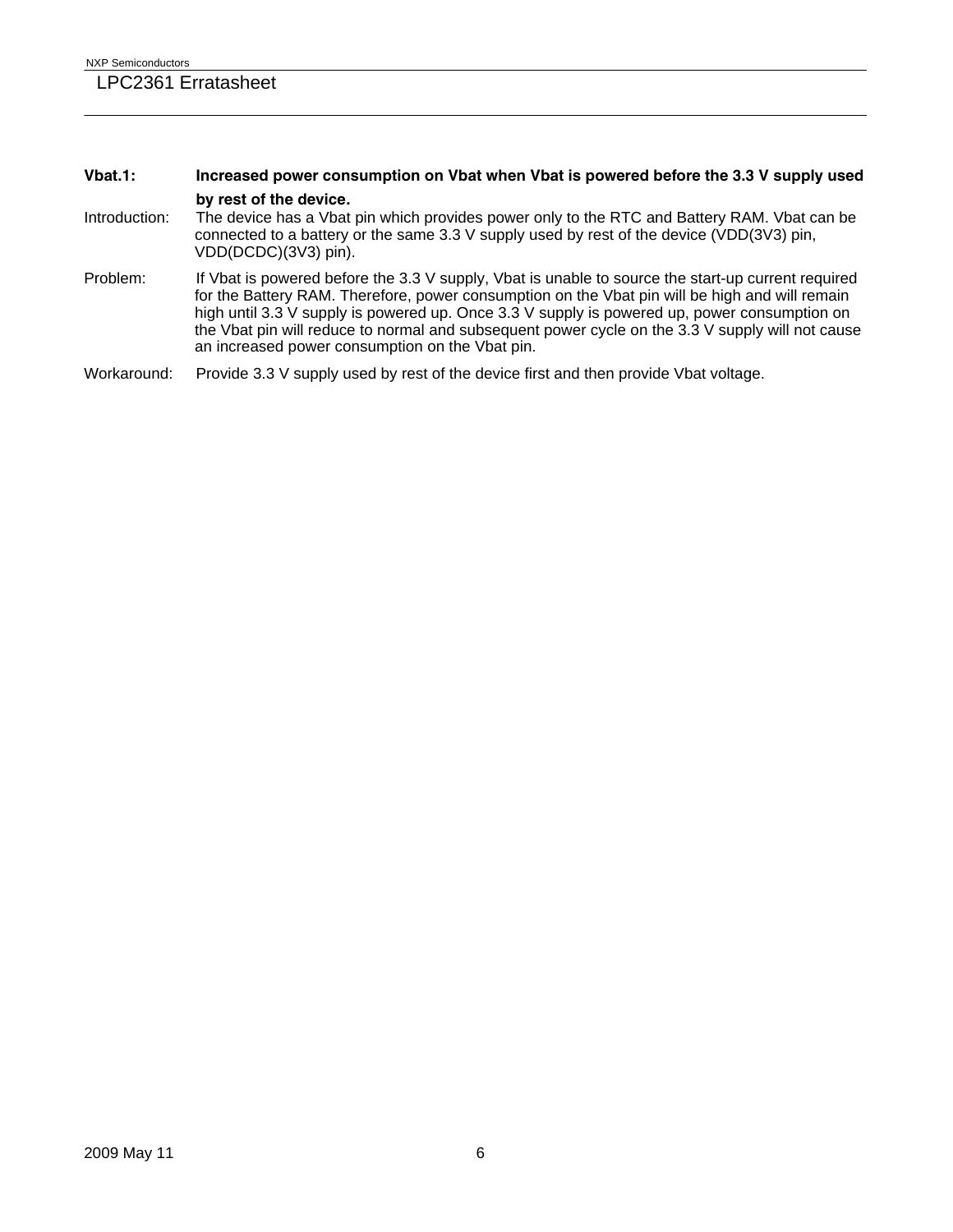**Vbat.1: Increased power consumption on Vbat when Vbat is powered before the 3.3 V supply used by rest of the device.**

Introduction: The device has a Vbat pin which provides power only to the RTC and Battery RAM. Vbat can be connected to a battery or the same 3.3 V supply used by rest of the device (VDD(3V3) pin, VDD(DCDC)(3V3) pin).

Problem: If Vbat is powered before the 3.3 V supply, Vbat is unable to source the start-up current required for the Battery RAM. Therefore, power consumption on the Vbat pin will be high and will remain high until 3.3 V supply is powered up. Once 3.3 V supply is powered up, power consumption on the Vbat pin will reduce to normal and subsequent power cycle on the 3.3 V supply will not cause an increased power consumption on the Vbat pin.

Workaround: Provide 3.3 V supply used by rest of the device first and then provide Vbat voltage.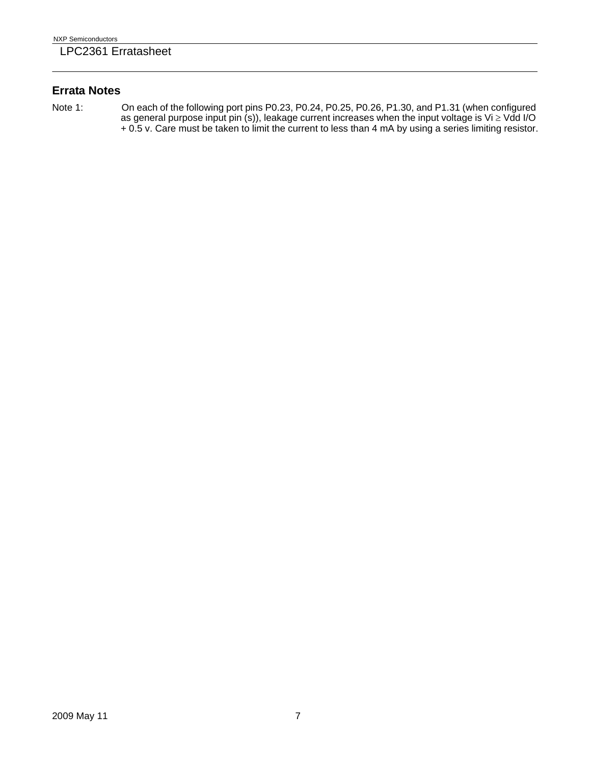## Errata Notes

Note 1: On each of the following port pins P0.23, P0.24, P0.25, P0.26, P1.30, and P1.31 (when configured as general purpose input pin (s)), leakage current increases when the input voltage is $V_i \geq V_{dd}$ I/O + 0.5 v. Care must be taken to limit the current to less than 4 mA by using a series limiting resistor.